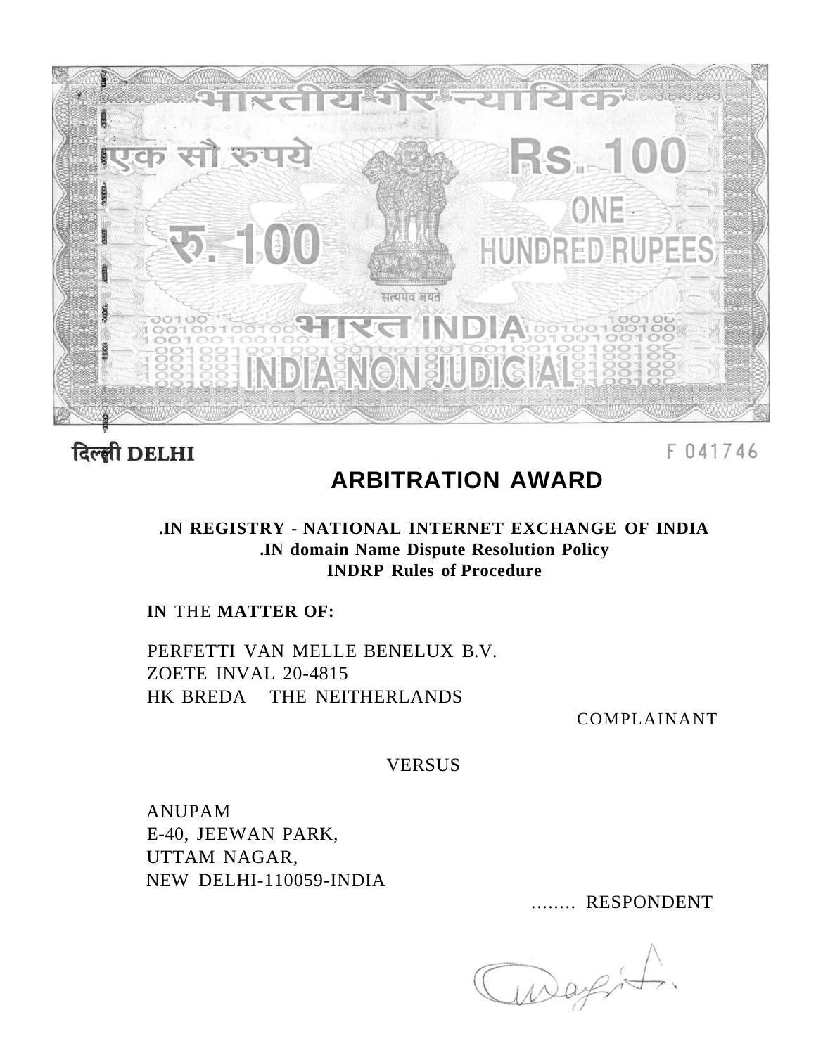भारतीय गैर न्यायिक

एक सौ रुपये Rs. 100

रु. 100 ONE HUNDRED RUPEES

सत्यमेव जयते

भारत INDIA

INDIA NON JUDICIAL

दिल्ली DELHI

F 041746

# ARBITRATION AWARD

**.IN REGISTRY - NATIONAL INTERNET EXCHANGE OF INDIA**
**.IN domain Name Dispute Resolution Policy**
**INDRP Rules of Procedure**

**IN** THE **MATTER OF:**

PERFETTI VAN MELLE BENELUX B.V.
ZOETE INVAL 20-4815
HK BREDA THE NEITHERLANDS

COMPLAINANT

VERSUS

ANUPAM
E-40, JEEWAN PARK,
UTTAM NAGAR,
NEW DELHI-110059-INDIA

........ RESPONDENT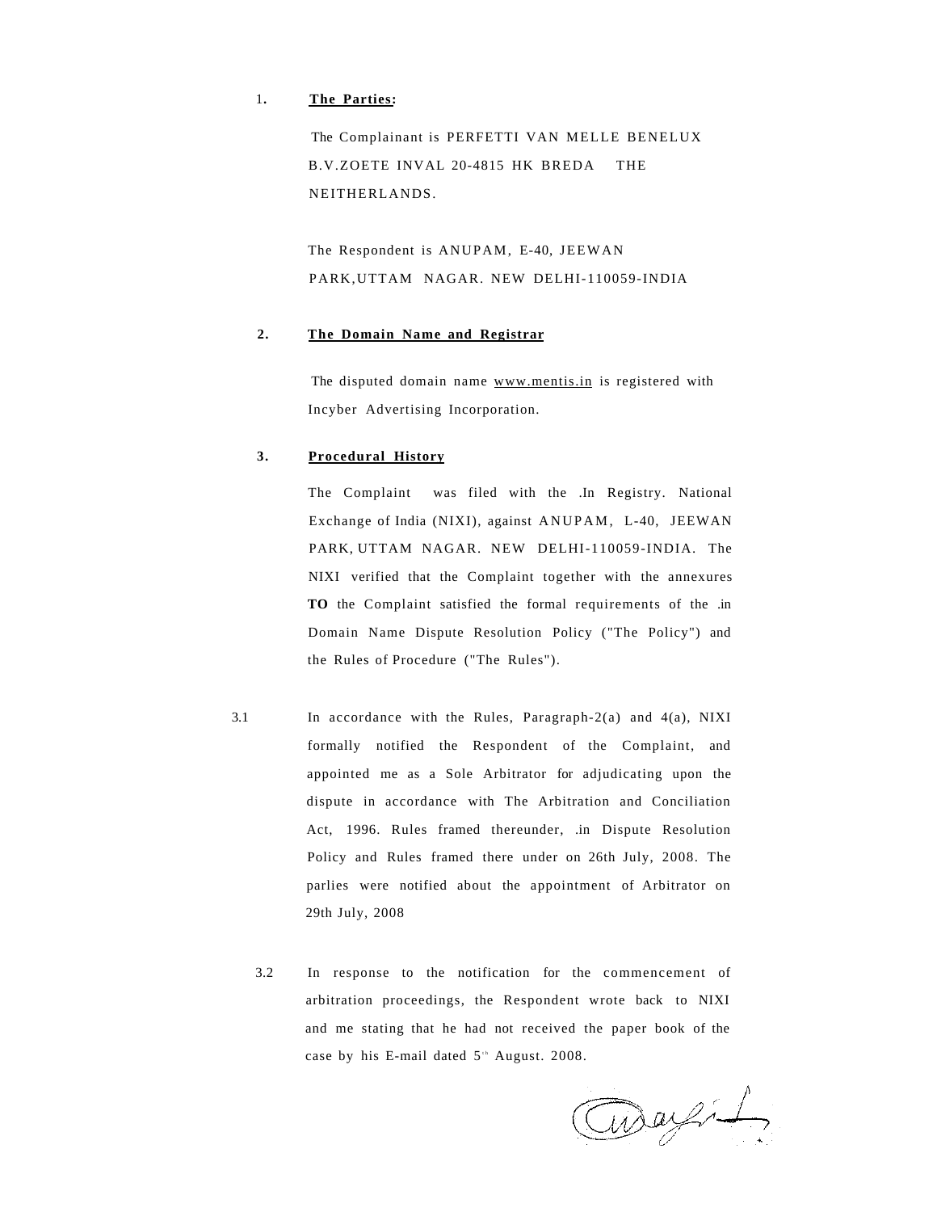1. **The Parties:**

   The Complainant is PERFETTI VAN MELLE BENELUX B.V.ZOETE INVAL 20-4815 HK BREDA THE NEITHERLANDS.

   The Respondent is ANUPAM, E-40, JEEWAN PARK,UTTAM NAGAR. NEW DELHI-110059-INDIA

2. **The Domain Name and Registrar**

   The disputed domain name www.mentis.in is registered with Incyber Advertising Incorporation.

3. **Procedural History**

   The Complaint was filed with the .In Registry. National Exchange of India (NIXI), against ANUPAM, L-40, JEEWAN PARK, UTTAM NAGAR. NEW DELHI-110059-INDIA. The NIXI verified that the Complaint together with the annexures **TO** the Complaint satisfied the formal requirements of the .in Domain Name Dispute Resolution Policy ("The Policy") and the Rules of Procedure ("The Rules").

3.1 In accordance with the Rules, Paragraph-2(a) and 4(a), NIXI formally notified the Respondent of the Complaint, and appointed me as a Sole Arbitrator for adjudicating upon the dispute in accordance with The Arbitration and Conciliation Act, 1996. Rules framed thereunder, .in Dispute Resolution Policy and Rules framed there under on 26th July, 2008. The parlies were notified about the appointment of Arbitrator on 29th July, 2008

3.2 In response to the notification for the commencement of arbitration proceedings, the Respondent wrote back to NIXI and me stating that he had not received the paper book of the case by his E-mail dated 5th August. 2008.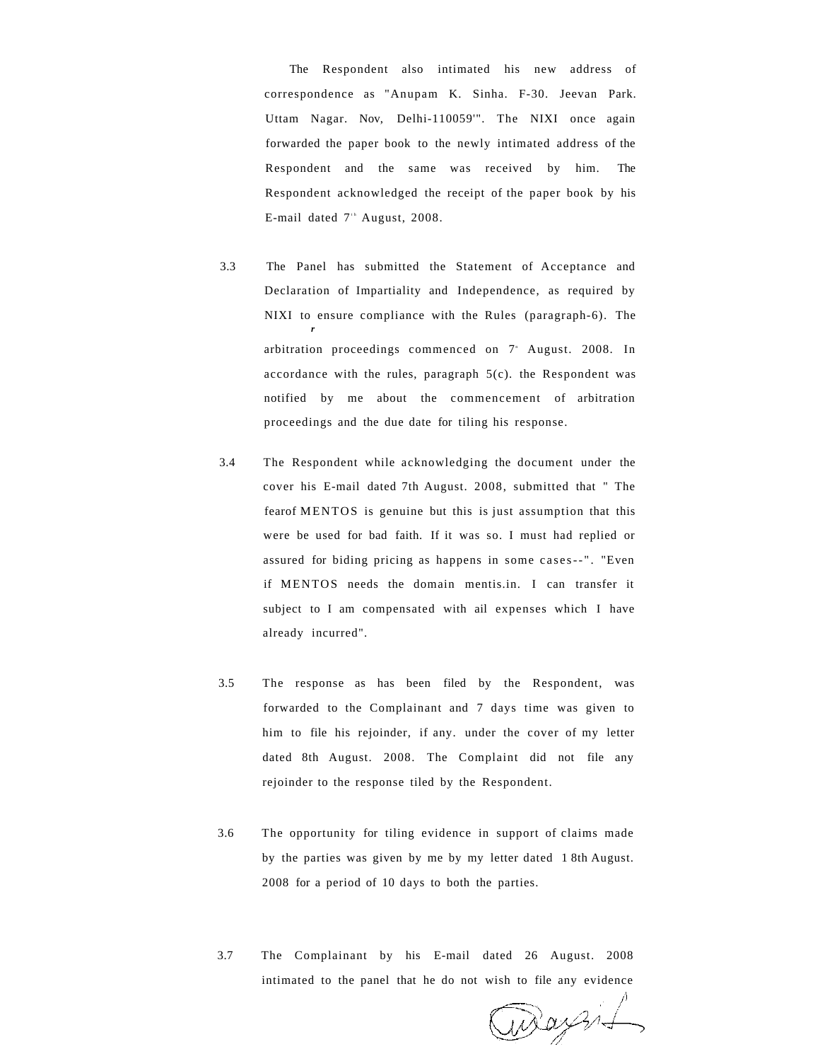The Respondent also intimated his new address of correspondence as "Anupam K. Sinha. F-30. Jeevan Park. Uttam Nagar. Nov, Delhi-110059'". The NIXI once again forwarded the paper book to the newly intimated address of the Respondent and the same was received by him. The Respondent acknowledged the receipt of the paper book by his E-mail dated 7th August, 2008.

3.3 The Panel has submitted the Statement of Acceptance and Declaration of Impartiality and Independence, as required by NIXI to ensure compliance with the Rules (paragraph-6). The arbitration proceedings commenced on 7th August. 2008. In accordance with the rules, paragraph 5(c). the Respondent was notified by me about the commencement of arbitration proceedings and the due date for tiling his response.

3.4 The Respondent while acknowledging the document under the cover his E-mail dated 7th August. 2008, submitted that " The fearof MENTOS is genuine but this is just assumption that this were be used for bad faith. If it was so. I must had replied or assured for biding pricing as happens in some cases--". "Even if MENTOS needs the domain mentis.in. I can transfer it subject to I am compensated with ail expenses which I have already incurred".

3.5 The response as has been filed by the Respondent, was forwarded to the Complainant and 7 days time was given to him to file his rejoinder, if any. under the cover of my letter dated 8th August. 2008. The Complaint did not file any rejoinder to the response tiled by the Respondent.

3.6 The opportunity for tiling evidence in support of claims made by the parties was given by me by my letter dated 18th August. 2008 for a period of 10 days to both the parties.

3.7 The Complainant by his E-mail dated 26 August. 2008 intimated to the panel that he do not wish to file any evidence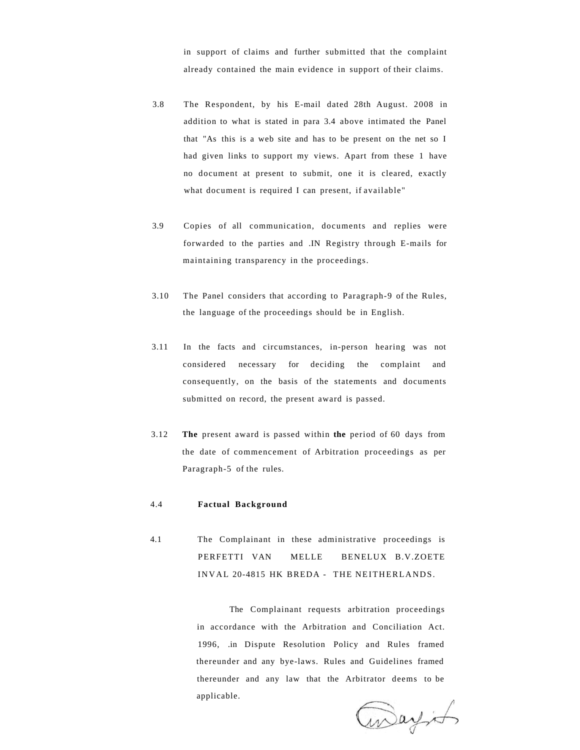in support of claims and further submitted that the complaint already contained the main evidence in support of their claims.

3.8 The Respondent, by his E-mail dated 28th August. 2008 in addition to what is stated in para 3.4 above intimated the Panel that "As this is a web site and has to be present on the net so I had given links to support my views. Apart from these 1 have no document at present to submit, one it is cleared, exactly what document is required I can present, if available"

3.9 Copies of all communication, documents and replies were forwarded to the parties and .IN Registry through E-mails for maintaining transparency in the proceedings.

3.10 The Panel considers that according to Paragraph-9 of the Rules, the language of the proceedings should be in English.

3.11 In the facts and circumstances, in-person hearing was not considered necessary for deciding the complaint and consequently, on the basis of the statements and documents submitted on record, the present award is passed.

3.12 **The** present award is passed within **the** period of 60 days from the date of commencement of Arbitration proceedings as per Paragraph-5 of the rules.

4.4 **Factual Background**

4.1 The Complainant in these administrative proceedings is PERFETTI VAN MELLE BENELUX B.V.ZOETE INVAL 20-4815 HK BREDA - THE NEITHERLANDS.

The Complainant requests arbitration proceedings in accordance with the Arbitration and Conciliation Act. 1996, .in Dispute Resolution Policy and Rules framed thereunder and any bye-laws. Rules and Guidelines framed thereunder and any law that the Arbitrator deems to be applicable.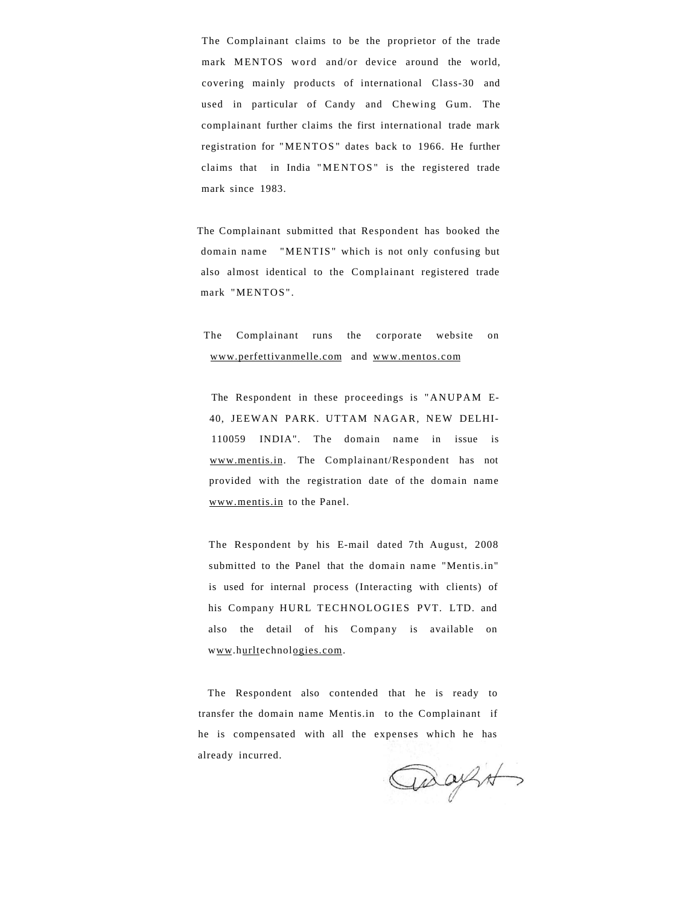The Complainant claims to be the proprietor of the trade mark MENTOS word and/or device around the world, covering mainly products of international Class-30 and used in particular of Candy and Chewing Gum. The complainant further claims the first international trade mark registration for "MENTOS" dates back to 1966. He further claims that in India "MENTOS" is the registered trade mark since 1983.

The Complainant submitted that Respondent has booked the domain name "MENTIS" which is not only confusing but also almost identical to the Complainant registered trade mark "MENTOS".

The Complainant runs the corporate website on www.perfettivanmelle.com and www.mentos.com

The Respondent in these proceedings is "ANUPAM E-40, JEEWAN PARK. UTTAM NAGAR, NEW DELHI-110059 INDIA". The domain name in issue is www.mentis.in. The Complainant/Respondent has not provided with the registration date of the domain name www.mentis.in to the Panel.

The Respondent by his E-mail dated 7th August, 2008 submitted to the Panel that the domain name "Mentis.in" is used for internal process (Interacting with clients) of his Company HURL TECHNOLOGIES PVT. LTD. and also the detail of his Company is available on www.hurltechnologies.com.

The Respondent also contended that he is ready to transfer the domain name Mentis.in to the Complainant if he is compensated with all the expenses which he has already incurred.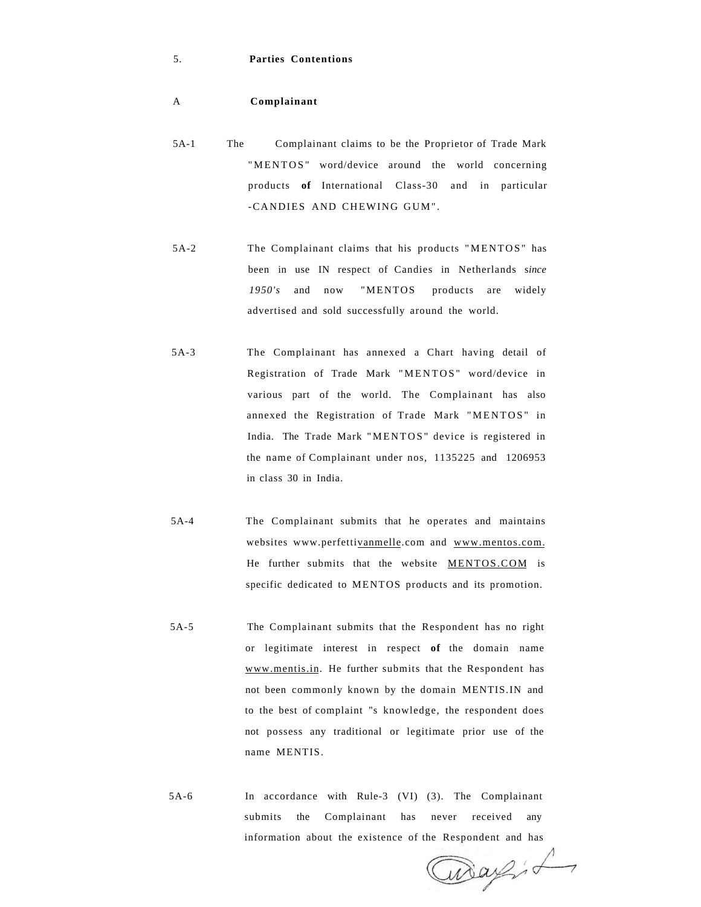5. **Parties Contentions**

A **Complainant**

5A-1 The Complainant claims to be the Proprietor of Trade Mark "MENTOS" word/device around the world concerning products **of** International Class-30 and in particular -CANDIES AND CHEWING GUM".

5A-2 The Complainant claims that his products "MENTOS" has been in use IN respect of Candies in Netherlands s*ince 1950's* and now "MENTOS products are widely advertised and sold successfully around the world.

5A-3 The Complainant has annexed a Chart having detail of Registration of Trade Mark "MENTOS" word/device in various part of the world. The Complainant has also annexed the Registration of Trade Mark "MENTOS" in India. The Trade Mark "MENTOS" device is registered in the name of Complainant under nos, 1135225 and 1206953 in class 30 in India.

5A-4 The Complainant submits that he operates and maintains websites www.perfettivanmelle.com and www.mentos.com. He further submits that the website MENTOS.COM is specific dedicated to MENTOS products and its promotion.

5A-5 The Complainant submits that the Respondent has no right or legitimate interest in respect **of** the domain name www.mentis.in. He further submits that the Respondent has not been commonly known by the domain MENTIS.IN and to the best of complaint "s knowledge, the respondent does not possess any traditional or legitimate prior use of the name MENTIS.

5A-6 In accordance with Rule-3 (VI) (3). The Complainant submits the Complainant has never received any information about the existence of the Respondent and has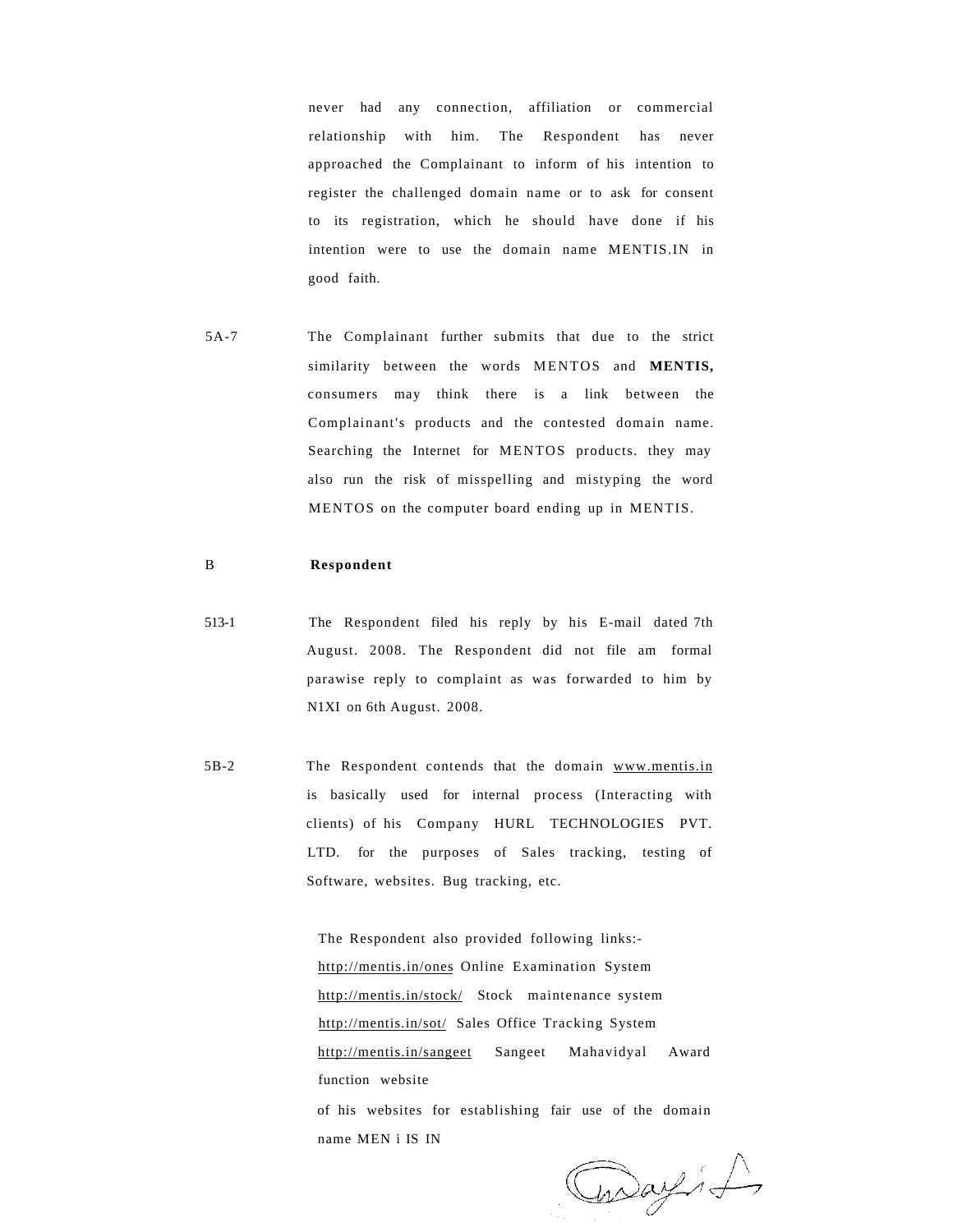never had any connection, affiliation or commercial relationship with him. The Respondent has never approached the Complainant to inform of his intention to register the challenged domain name or to ask for consent to its registration, which he should have done if his intention were to use the domain name MENTIS.IN in good faith.

5A-7 The Complainant further submits that due to the strict similarity between the words MENTOS and **MENTIS,** consumers may think there is a link between the Complainant's products and the contested domain name. Searching the Internet for MENTOS products. they may also run the risk of misspelling and mistyping the word MENTOS on the computer board ending up in MENTIS.

B **Respondent**

513-1 The Respondent filed his reply by his E-mail dated 7th August. 2008. The Respondent did not file am formal parawise reply to complaint as was forwarded to him by N1XI on 6th August. 2008.

5B-2 The Respondent contends that the domain www.mentis.in is basically used for internal process (Interacting with clients) of his Company HURL TECHNOLOGIES PVT. LTD. for the purposes of Sales tracking, testing of Software, websites. Bug tracking, etc.

The Respondent also provided following links:-
http://mentis.in/ones Online Examination System
http://mentis.in/stock/ Stock maintenance system
http://mentis.in/sot/ Sales Office Tracking System
http://mentis.in/sangeet Sangeet Mahavidyal Award function website
of his websites for establishing fair use of the domain name MEN i IS IN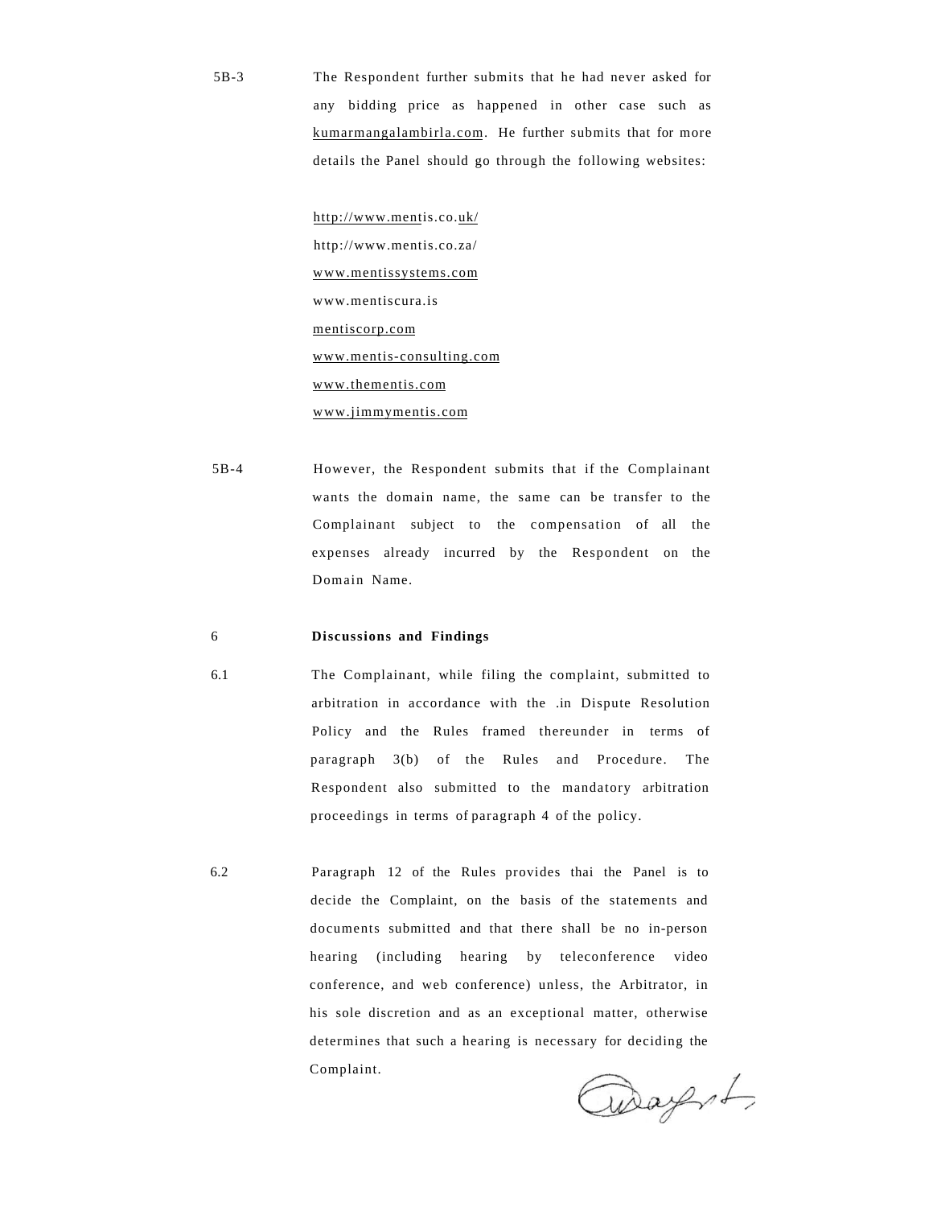5B-3 The Respondent further submits that he had never asked for any bidding price as happened in other case such as kumarmangalambirla.com. He further submits that for more details the Panel should go through the following websites:

http://www.mentis.co.uk/
http://www.mentis.co.za/
www.mentissystems.com
www.mentiscura.is
mentiscorp.com
www.mentis-consulting.com
www.thementis.com
www.jimmymentis.com

5B-4 However, the Respondent submits that if the Complainant wants the domain name, the same can be transfer to the Complainant subject to the compensation of all the expenses already incurred by the Respondent on the Domain Name.

## 6 Discussions and Findings

6.1 The Complainant, while filing the complaint, submitted to arbitration in accordance with the .in Dispute Resolution Policy and the Rules framed thereunder in terms of paragraph 3(b) of the Rules and Procedure. The Respondent also submitted to the mandatory arbitration proceedings in terms of paragraph 4 of the policy.

6.2 Paragraph 12 of the Rules provides thai the Panel is to decide the Complaint, on the basis of the statements and documents submitted and that there shall be no in-person hearing (including hearing by teleconference video conference, and web conference) unless, the Arbitrator, in his sole discretion and as an exceptional matter, otherwise determines that such a hearing is necessary for deciding the Complaint.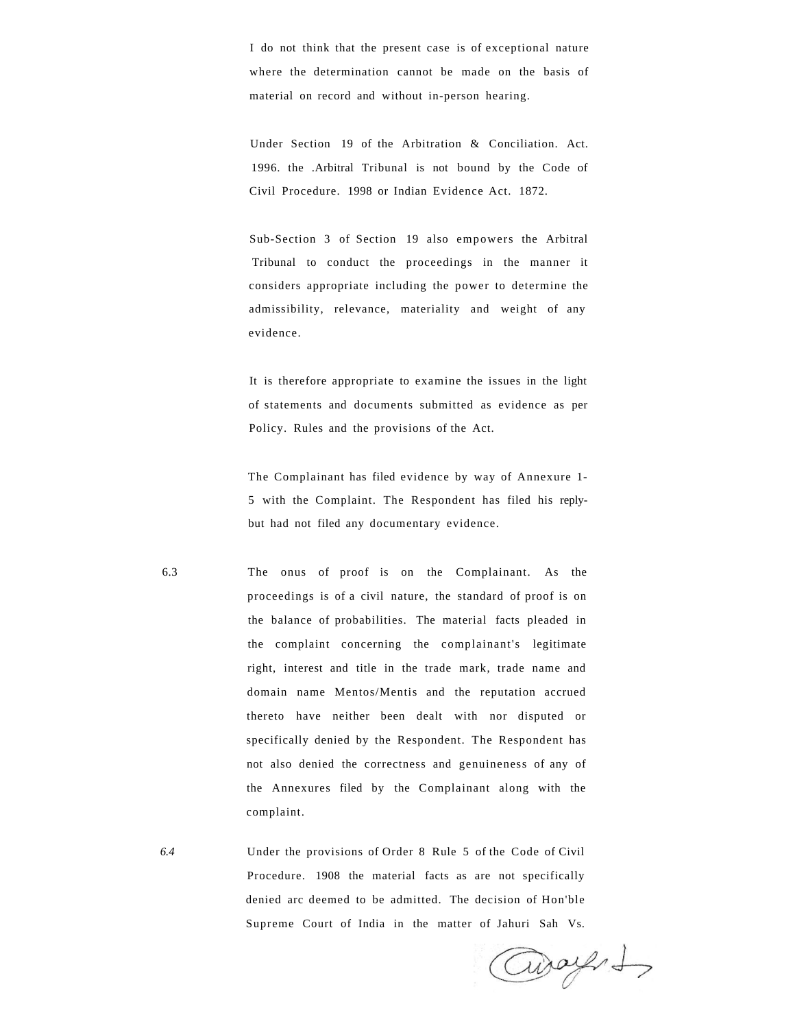I do not think that the present case is of exceptional nature where the determination cannot be made on the basis of material on record and without in-person hearing.

Under Section 19 of the Arbitration & Conciliation. Act. 1996. the .Arbitral Tribunal is not bound by the Code of Civil Procedure. 1998 or Indian Evidence Act. 1872.

Sub-Section 3 of Section 19 also empowers the Arbitral Tribunal to conduct the proceedings in the manner it considers appropriate including the power to determine the admissibility, relevance, materiality and weight of any evidence.

It is therefore appropriate to examine the issues in the light of statements and documents submitted as evidence as per Policy. Rules and the provisions of the Act.

The Complainant has filed evidence by way of Annexure 1-5 with the Complaint. The Respondent has filed his reply-but had not filed any documentary evidence.

6.3 The onus of proof is on the Complainant. As the proceedings is of a civil nature, the standard of proof is on the balance of probabilities. The material facts pleaded in the complaint concerning the complainant's legitimate right, interest and title in the trade mark, trade name and domain name Mentos/Mentis and the reputation accrued thereto have neither been dealt with nor disputed or specifically denied by the Respondent. The Respondent has not also denied the correctness and genuineness of any of the Annexures filed by the Complainant along with the complaint.

*6.4* Under the provisions of Order 8 Rule 5 of the Code of Civil Procedure. 1908 the material facts as are not specifically denied arc deemed to be admitted. The decision of Hon'ble Supreme Court of India in the matter of Jahuri Sah Vs.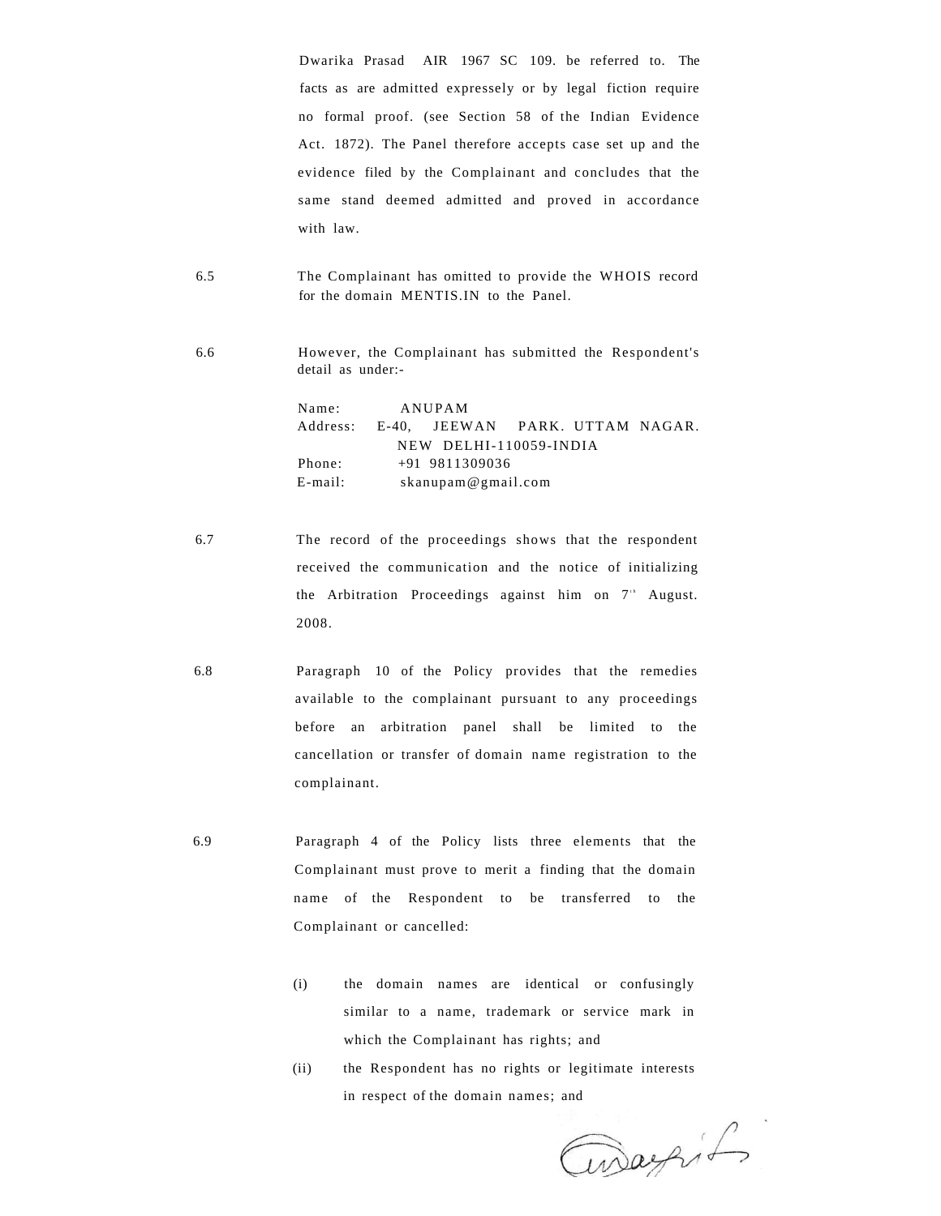Dwarika Prasad AIR 1967 SC 109. be referred to. The facts as are admitted expressely or by legal fiction require no formal proof. (see Section 58 of the Indian Evidence Act. 1872). The Panel therefore accepts case set up and the evidence filed by the Complainant and concludes that the same stand deemed admitted and proved in accordance with law.

6.5 The Complainant has omitted to provide the WHOIS record for the domain MENTIS.IN to the Panel.

6.6 However, the Complainant has submitted the Respondent's detail as under:-

Name: ANUPAM
Address: E-40, JEEWAN PARK. UTTAM NAGAR. NEW DELHI-110059-INDIA
Phone: +91 9811309036
E-mail: skanupam@gmail.com

6.7 The record of the proceedings shows that the respondent received the communication and the notice of initializing the Arbitration Proceedings against him on 7th August. 2008.

6.8 Paragraph 10 of the Policy provides that the remedies available to the complainant pursuant to any proceedings before an arbitration panel shall be limited to the cancellation or transfer of domain name registration to the complainant.

6.9 Paragraph 4 of the Policy lists three elements that the Complainant must prove to merit a finding that the domain name of the Respondent to be transferred to the Complainant or cancelled:

(i) the domain names are identical or confusingly similar to a name, trademark or service mark in which the Complainant has rights; and

(ii) the Respondent has no rights or legitimate interests in respect of the domain names; and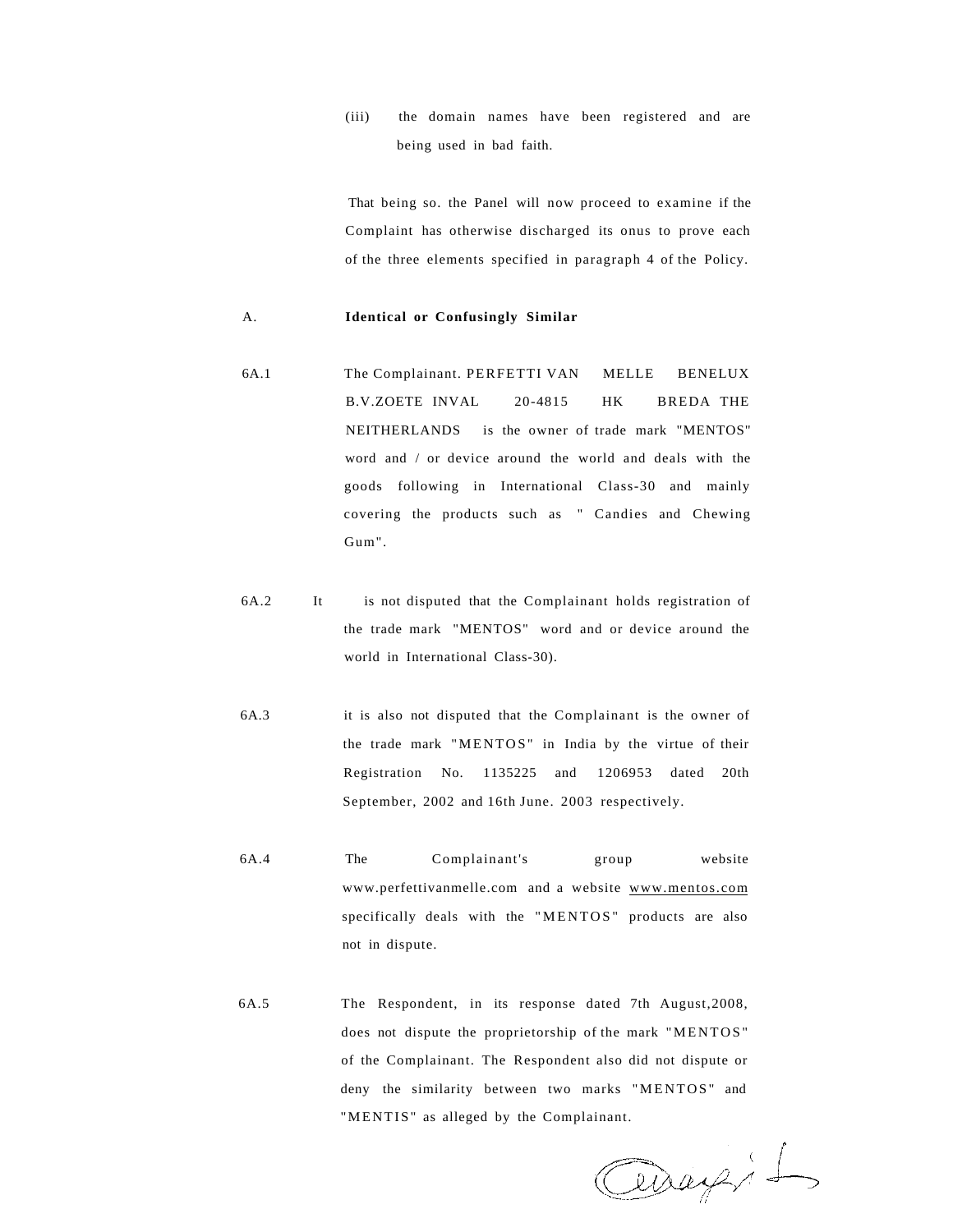(iii) the domain names have been registered and are being used in bad faith.

That being so. the Panel will now proceed to examine if the Complaint has otherwise discharged its onus to prove each of the three elements specified in paragraph 4 of the Policy.

A. **Identical or Confusingly Similar**

6A.1 The Complainant. PERFETTI VAN MELLE BENELUX B.V.ZOETE INVAL 20-4815 HK BREDA THE NEITHERLANDS is the owner of trade mark "MENTOS" word and / or device around the world and deals with the goods following in International Class-30 and mainly covering the products such as " Candies and Chewing Gum".

6A.2 It is not disputed that the Complainant holds registration of the trade mark "MENTOS" word and or device around the world in International Class-30).

6A.3 it is also not disputed that the Complainant is the owner of the trade mark "MENTOS" in India by the virtue of their Registration No. 1135225 and 1206953 dated 20th September, 2002 and 16th June. 2003 respectively.

6A.4 The Complainant's group website www.perfettivanmelle.com and a website www.mentos.com specifically deals with the "MENTOS" products are also not in dispute.

6A.5 The Respondent, in its response dated 7th August,2008, does not dispute the proprietorship of the mark "MENTOS" of the Complainant. The Respondent also did not dispute or deny the similarity between two marks "MENTOS" and "MENTIS" as alleged by the Complainant.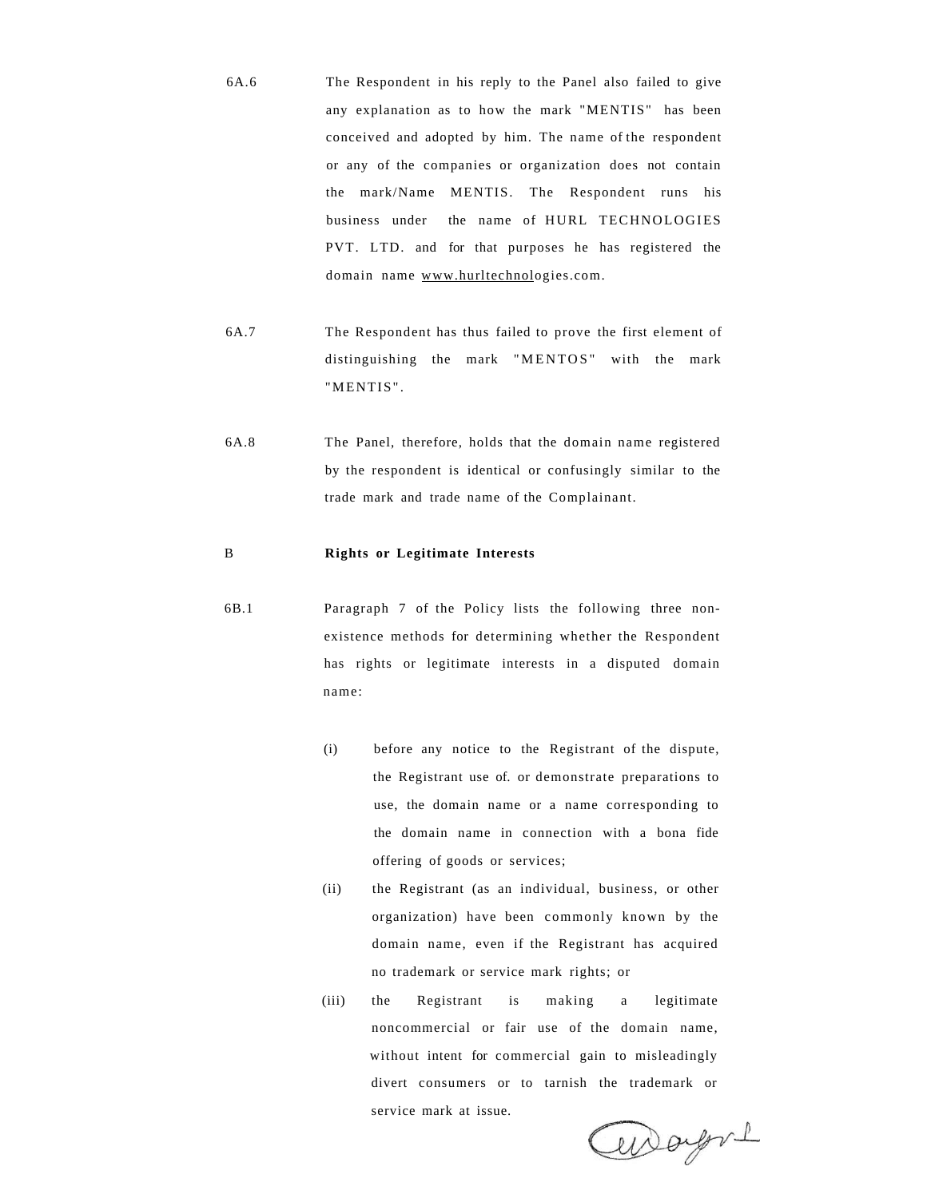6A.6 The Respondent in his reply to the Panel also failed to give any explanation as to how the mark "MENTIS" has been conceived and adopted by him. The name of the respondent or any of the companies or organization does not contain the mark/Name MENTIS. The Respondent runs his business under the name of HURL TECHNOLOGIES PVT. LTD. and for that purposes he has registered the domain name www.hurltechnologies.com.

6A.7 The Respondent has thus failed to prove the first element of distinguishing the mark "MENTOS" with the mark "MENTIS".

6A.8 The Panel, therefore, holds that the domain name registered by the respondent is identical or confusingly similar to the trade mark and trade name of the Complainant.

**B Rights or Legitimate Interests**

6B.1 Paragraph 7 of the Policy lists the following three non-existence methods for determining whether the Respondent has rights or legitimate interests in a disputed domain name:

(i) before any notice to the Registrant of the dispute, the Registrant use of. or demonstrate preparations to use, the domain name or a name corresponding to the domain name in connection with a bona fide offering of goods or services;

(ii) the Registrant (as an individual, business, or other organization) have been commonly known by the domain name, even if the Registrant has acquired no trademark or service mark rights; or

(iii) the Registrant is making a legitimate noncommercial or fair use of the domain name, without intent for commercial gain to misleadingly divert consumers or to tarnish the trademark or service mark at issue.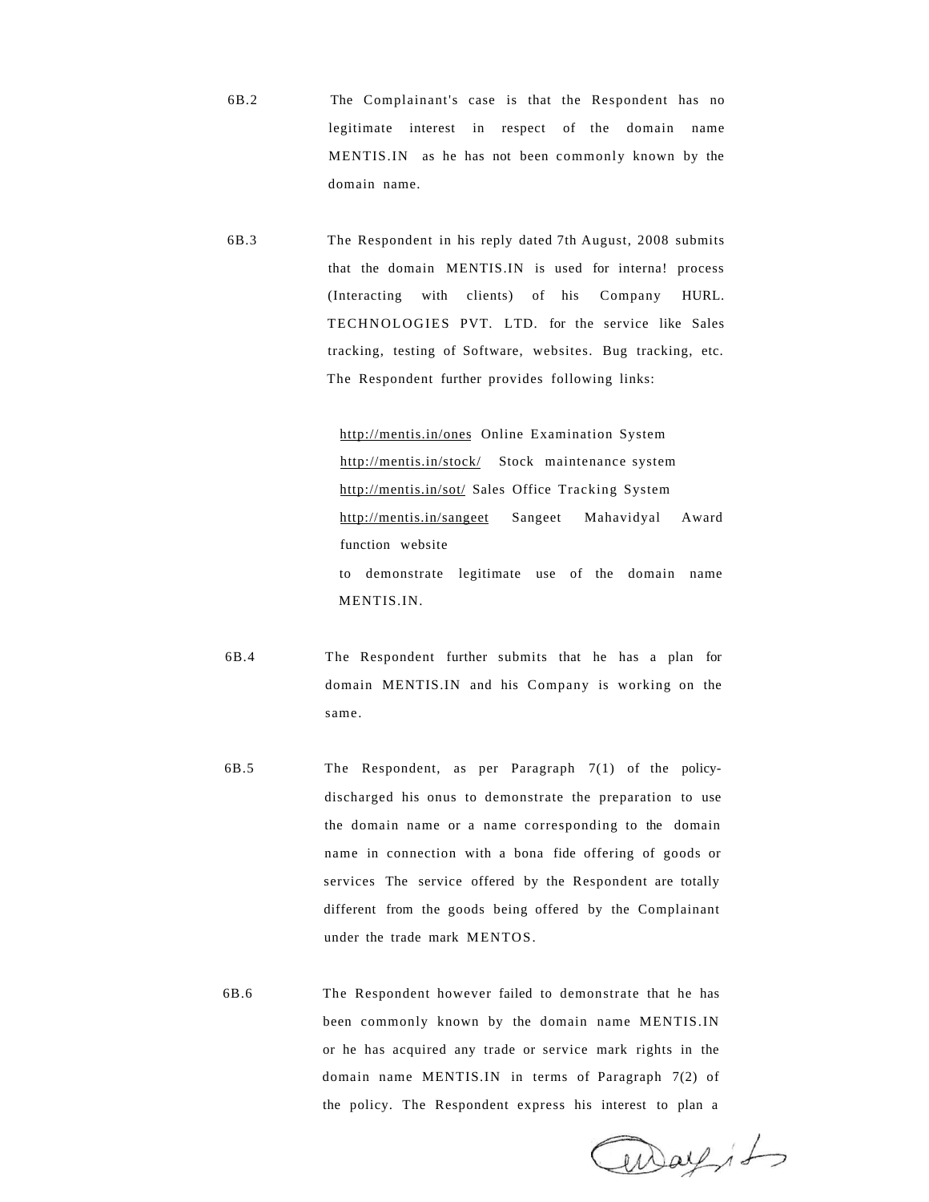6B.2 The Complainant's case is that the Respondent has no legitimate interest in respect of the domain name MENTIS.IN as he has not been commonly known by the domain name.

6B.3 The Respondent in his reply dated 7th August, 2008 submits that the domain MENTIS.IN is used for interna! process (Interacting with clients) of his Company HURL. TECHNOLOGIES PVT. LTD. for the service like Sales tracking, testing of Software, websites. Bug tracking, etc. The Respondent further provides following links:

http://mentis.in/ones Online Examination System
http://mentis.in/stock/ Stock maintenance system
http://mentis.in/sot/ Sales Office Tracking System
http://mentis.in/sangeet Sangeet Mahavidyal Award function website

to demonstrate legitimate use of the domain name MENTIS.IN.

6B.4 The Respondent further submits that he has a plan for domain MENTIS.IN and his Company is working on the same.

6B.5 The Respondent, as per Paragraph 7(1) of the policy-discharged his onus to demonstrate the preparation to use the domain name or a name corresponding to the domain name in connection with a bona fide offering of goods or services The service offered by the Respondent are totally different from the goods being offered by the Complainant under the trade mark MENTOS.

6B.6 The Respondent however failed to demonstrate that he has been commonly known by the domain name MENTIS.IN or he has acquired any trade or service mark rights in the domain name MENTIS.IN in terms of Paragraph 7(2) of the policy. The Respondent express his interest to plan a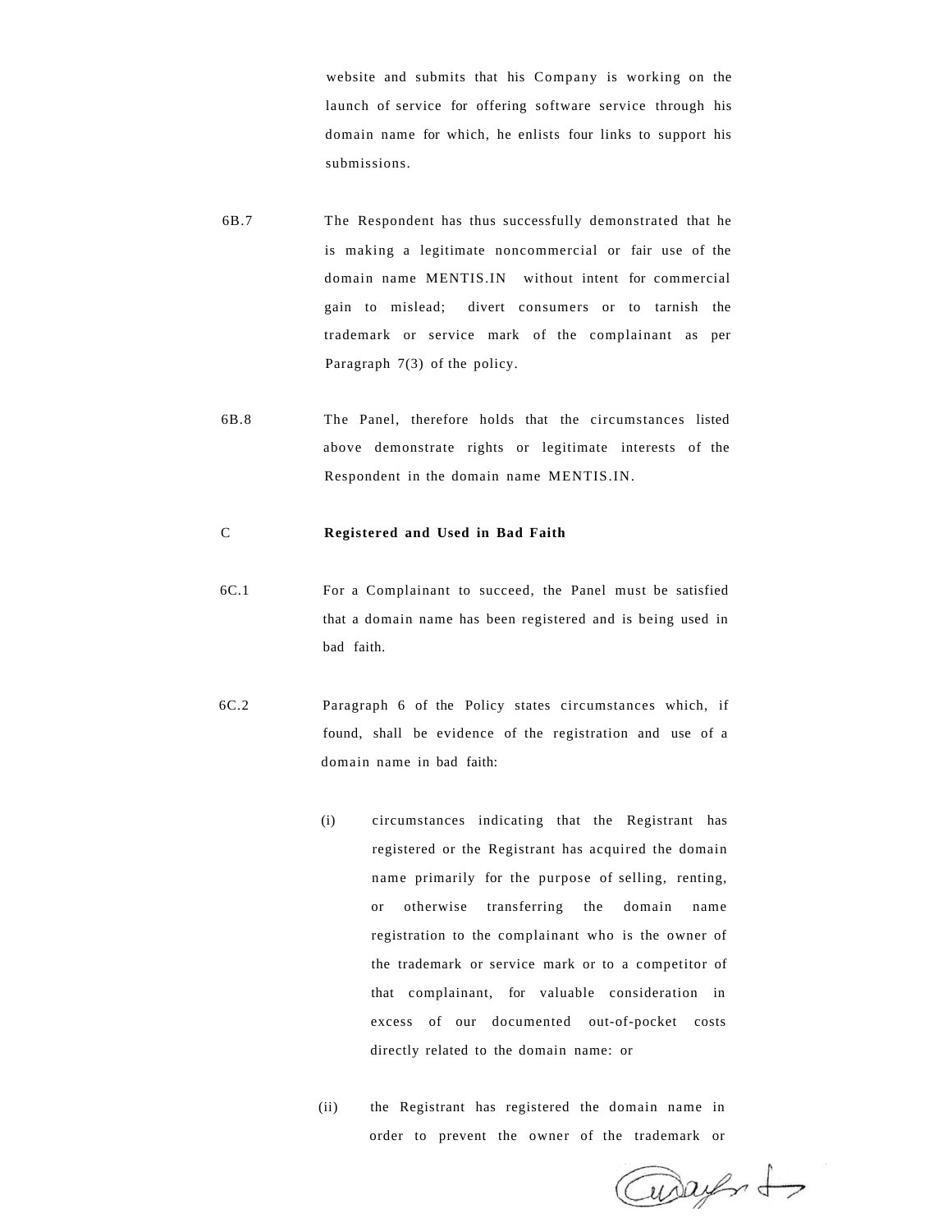website and submits that his Company is working on the launch of service for offering software service through his domain name for which, he enlists four links to support his submissions.

6B.7 The Respondent has thus successfully demonstrated that he is making a legitimate noncommercial or fair use of the domain name MENTIS.IN without intent for commercial gain to mislead; divert consumers or to tarnish the trademark or service mark of the complainant as per Paragraph 7(3) of the policy.

6B.8 The Panel, therefore holds that the circumstances listed above demonstrate rights or legitimate interests of the Respondent in the domain name MENTIS.IN.

C **Registered and Used in Bad Faith**

6C.1 For a Complainant to succeed, the Panel must be satisfied that a domain name has been registered and is being used in bad faith.

6C.2 Paragraph 6 of the Policy states circumstances which, if found, shall be evidence of the registration and use of a domain name in bad faith:

(i) circumstances indicating that the Registrant has registered or the Registrant has acquired the domain name primarily for the purpose of selling, renting, or otherwise transferring the domain name registration to the complainant who is the owner of the trademark or service mark or to a competitor of that complainant, for valuable consideration in excess of our documented out-of-pocket costs directly related to the domain name: or

(ii) the Registrant has registered the domain name in order to prevent the owner of the trademark or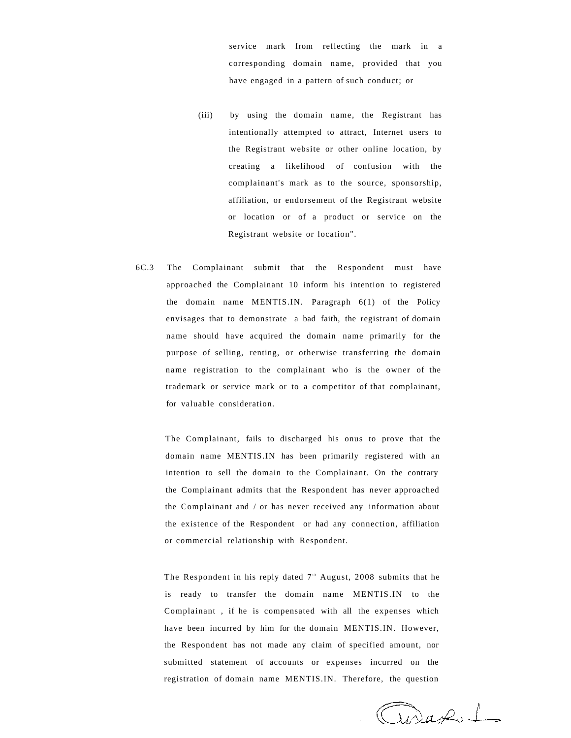service mark from reflecting the mark in a corresponding domain name, provided that you have engaged in a pattern of such conduct; or

(iii) by using the domain name, the Registrant has intentionally attempted to attract, Internet users to the Registrant website or other online location, by creating a likelihood of confusion with the complainant's mark as to the source, sponsorship, affiliation, or endorsement of the Registrant website or location or of a product or service on the Registrant website or location".

6C.3 The Complainant submit that the Respondent must have approached the Complainant 10 inform his intention to registered the domain name MENTIS.IN. Paragraph 6(1) of the Policy envisages that to demonstrate a bad faith, the registrant of domain name should have acquired the domain name primarily for the purpose of selling, renting, or otherwise transferring the domain name registration to the complainant who is the owner of the trademark or service mark or to a competitor of that complainant, for valuable consideration.

The Complainant, fails to discharged his onus to prove that the domain name MENTIS.IN has been primarily registered with an intention to sell the domain to the Complainant. On the contrary the Complainant admits that the Respondent has never approached the Complainant and / or has never received any information about the existence of the Respondent or had any connection, affiliation or commercial relationship with Respondent.

The Respondent in his reply dated 7th August, 2008 submits that he is ready to transfer the domain name MENTIS.IN to the Complainant , if he is compensated with all the expenses which have been incurred by him for the domain MENTIS.IN. However, the Respondent has not made any claim of specified amount, nor submitted statement of accounts or expenses incurred on the registration of domain name MENTIS.IN. Therefore, the question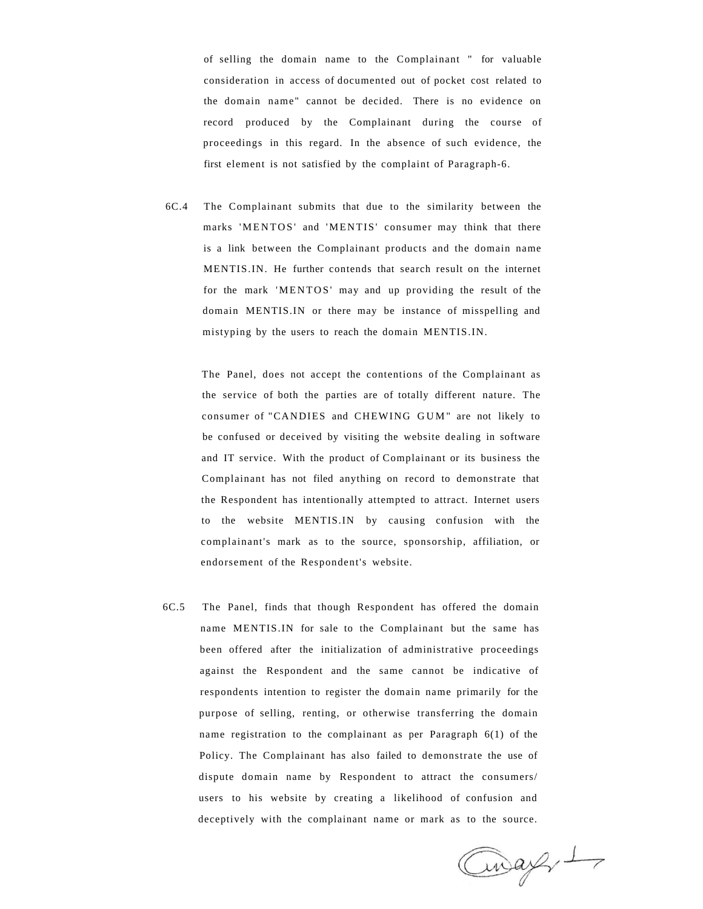of selling the domain name to the Complainant " for valuable consideration in access of documented out of pocket cost related to the domain name" cannot be decided. There is no evidence on record produced by the Complainant during the course of proceedings in this regard. In the absence of such evidence, the first element is not satisfied by the complaint of Paragraph-6.

6C.4 The Complainant submits that due to the similarity between the marks 'MENTOS' and 'MENTIS' consumer may think that there is a link between the Complainant products and the domain name MENTIS.IN. He further contends that search result on the internet for the mark 'MENTOS' may and up providing the result of the domain MENTIS.IN or there may be instance of misspelling and mistyping by the users to reach the domain MENTIS.IN.

The Panel, does not accept the contentions of the Complainant as the service of both the parties are of totally different nature. The consumer of "CANDIES and CHEWING GUM" are not likely to be confused or deceived by visiting the website dealing in software and IT service. With the product of Complainant or its business the Complainant has not filed anything on record to demonstrate that the Respondent has intentionally attempted to attract. Internet users to the website MENTIS.IN by causing confusion with the complainant's mark as to the source, sponsorship, affiliation, or endorsement of the Respondent's website.

6C.5 The Panel, finds that though Respondent has offered the domain name MENTIS.IN for sale to the Complainant but the same has been offered after the initialization of administrative proceedings against the Respondent and the same cannot be indicative of respondents intention to register the domain name primarily for the purpose of selling, renting, or otherwise transferring the domain name registration to the complainant as per Paragraph 6(1) of the Policy. The Complainant has also failed to demonstrate the use of dispute domain name by Respondent to attract the consumers/ users to his website by creating a likelihood of confusion and deceptively with the complainant name or mark as to the source.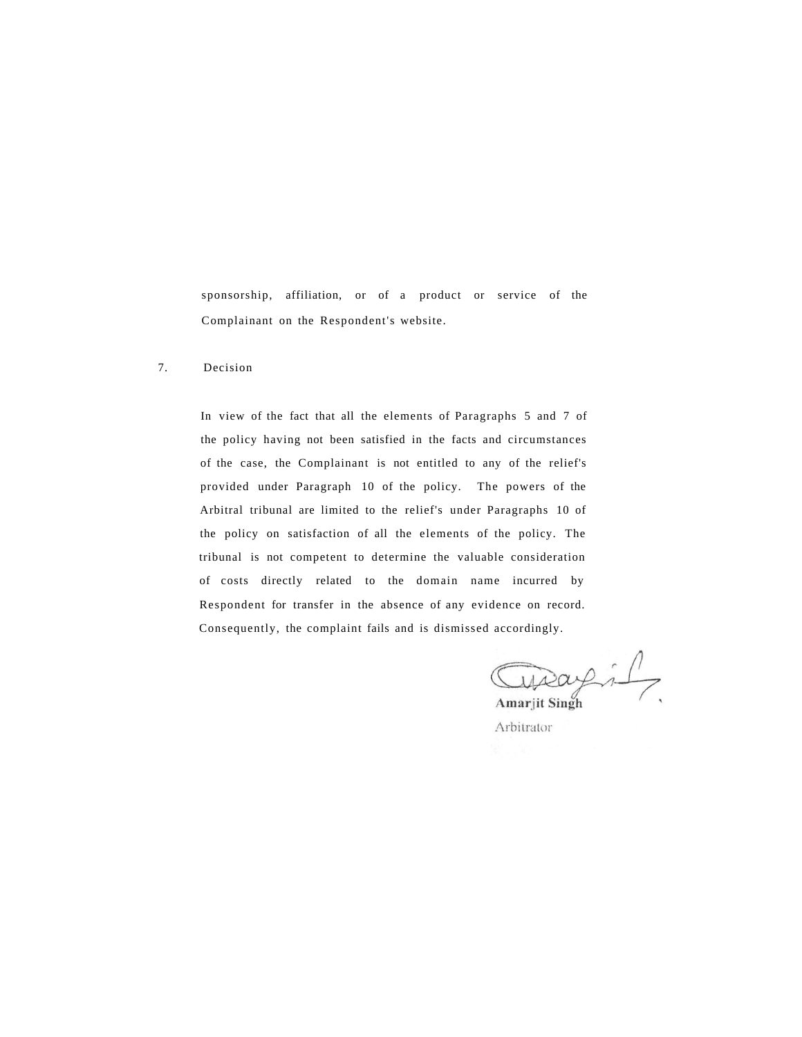sponsorship, affiliation, or of a product or service of the Complainant on the Respondent's website.

## 7. Decision

In view of the fact that all the elements of Paragraphs 5 and 7 of the policy having not been satisfied in the facts and circumstances of the case, the Complainant is not entitled to any of the relief's provided under Paragraph 10 of the policy. The powers of the Arbitral tribunal are limited to the relief's under Paragraphs 10 of the policy on satisfaction of all the elements of the policy. The tribunal is not competent to determine the valuable consideration of costs directly related to the domain name incurred by Respondent for transfer in the absence of any evidence on record. Consequently, the complaint fails and is dismissed accordingly.

**Amarjit Singh**

Arbitrator